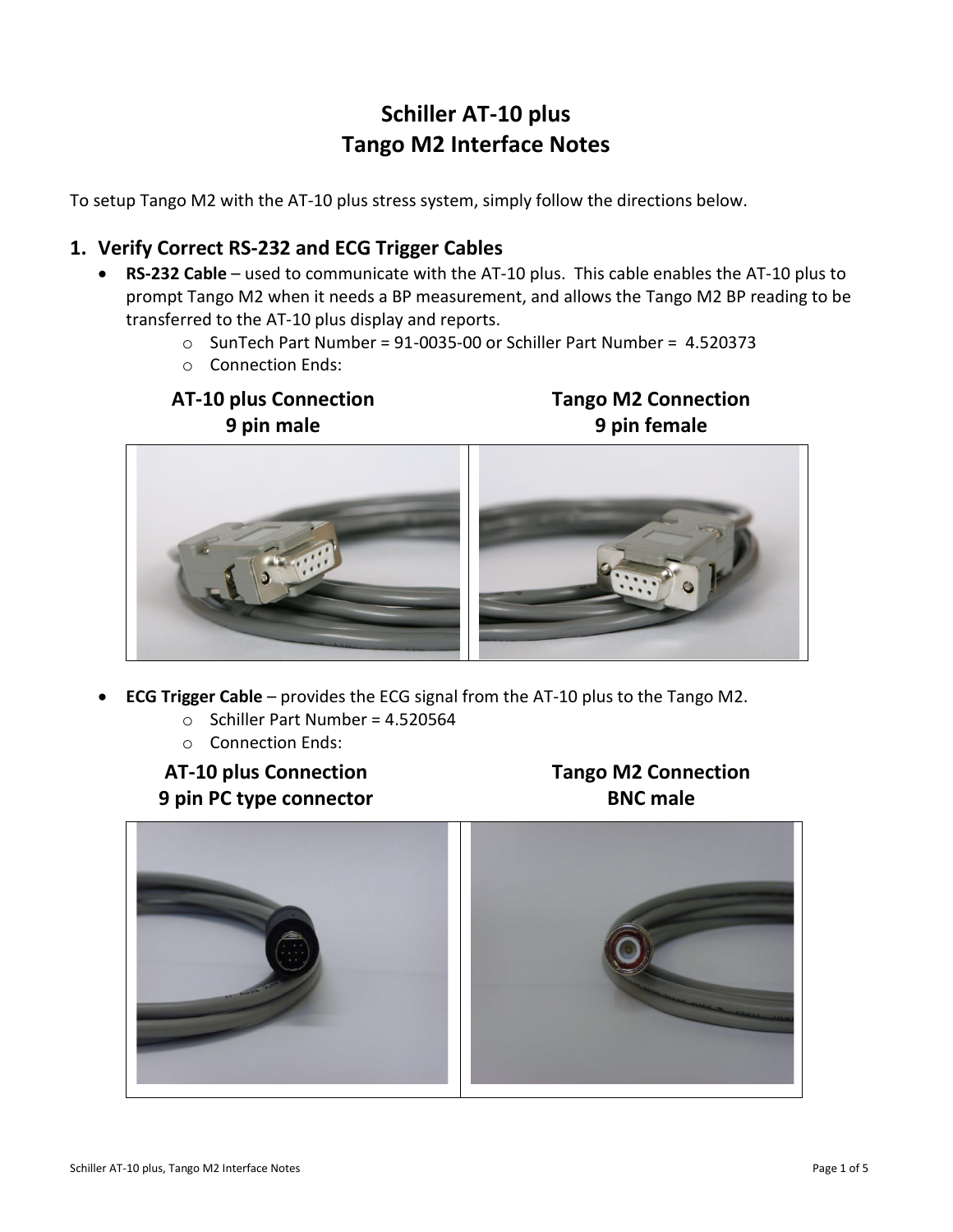# Schiller AT-10 plus
# Tango M2 Interface Notes

To setup Tango M2 with the AT-10 plus stress system, simply follow the directions below.

## 1. Verify Correct RS-232 and ECG Trigger Cables

- **RS-232 Cable** – used to communicate with the AT-10 plus. This cable enables the AT-10 plus to prompt Tango M2 when it needs a BP measurement, and allows the Tango M2 BP reading to be transferred to the AT-10 plus display and reports.
  - SunTech Part Number = 91-0035-00 or Schiller Part Number = 4.520373
  - Connection Ends:

| AT-10 plus Connection<br>9 pin male | Tango M2 Connection<br>9 pin female |
|---|---|
| | |

- **ECG Trigger Cable** – provides the ECG signal from the AT-10 plus to the Tango M2.
  - Schiller Part Number = 4.520564
  - Connection Ends:

| AT-10 plus Connection<br>9 pin PC type connector | Tango M2 Connection<br>BNC male |
|---|---|
| | |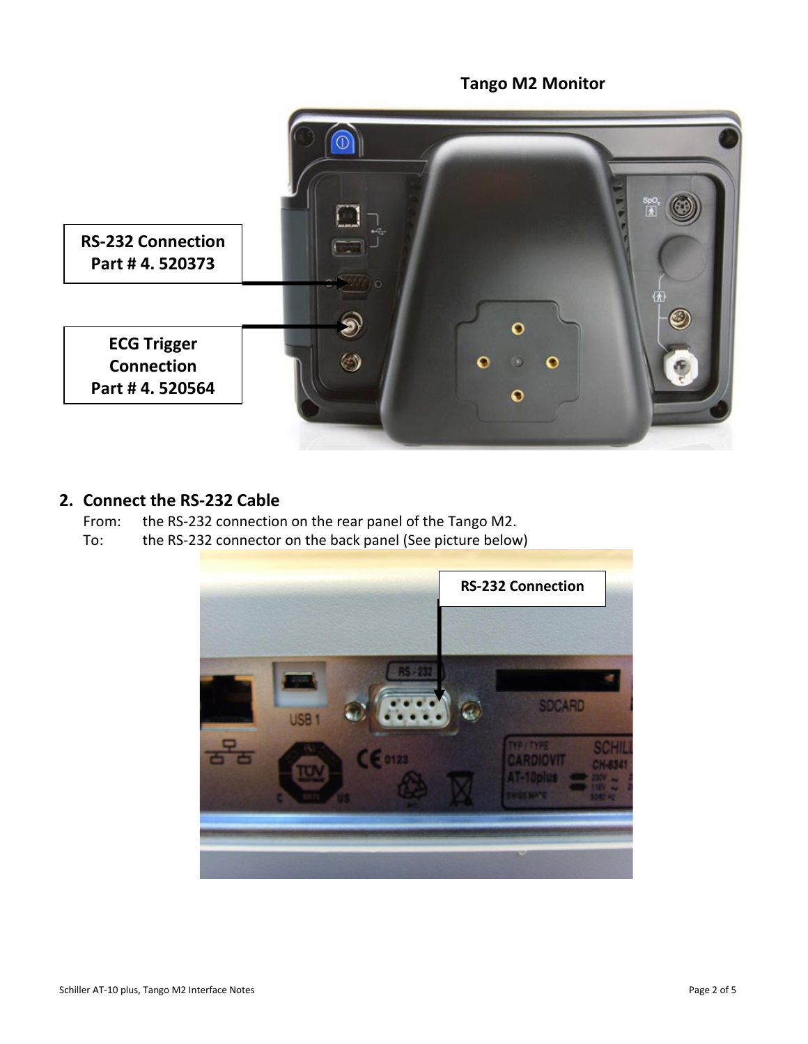**Tango M2 Monitor**

**RS-232 Connection**
**Part # 4. 520373**

**ECG Trigger Connection**
**Part # 4. 520564**

## 2. Connect the RS-232 Cable

From: the RS-232 connection on the rear panel of the Tango M2.

To: the RS-232 connector on the back panel (See picture below)

**RS-232 Connection**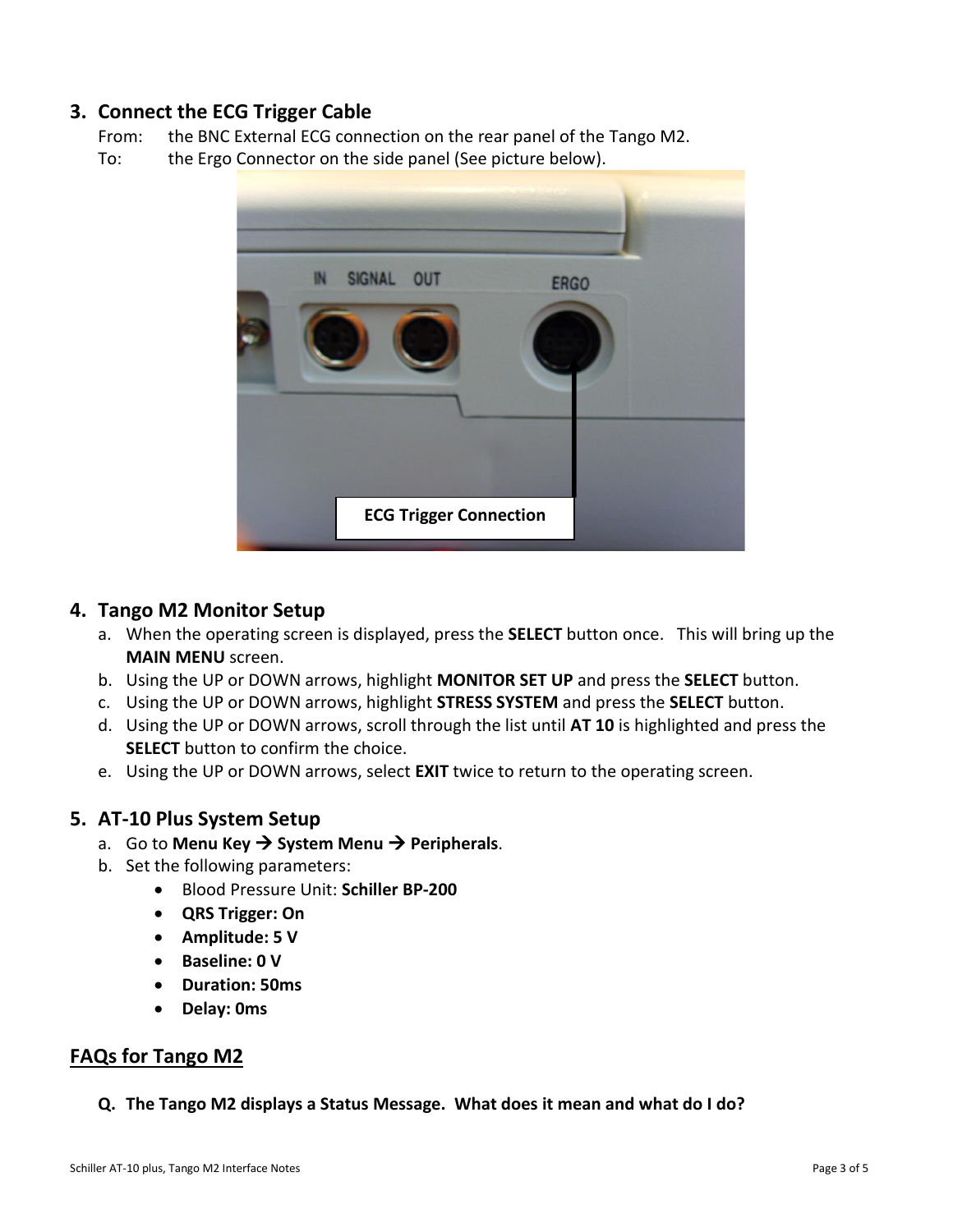## 3. Connect the ECG Trigger Cable

From: the BNC External ECG connection on the rear panel of the Tango M2.
To: the Ergo Connector on the side panel (See picture below).

## 4. Tango M2 Monitor Setup

a. When the operating screen is displayed, press the **SELECT** button once. This will bring up the **MAIN MENU** screen.
b. Using the UP or DOWN arrows, highlight **MONITOR SET UP** and press the **SELECT** button.
c. Using the UP or DOWN arrows, highlight **STRESS SYSTEM** and press the **SELECT** button.
d. Using the UP or DOWN arrows, scroll through the list until **AT 10** is highlighted and press the **SELECT** button to confirm the choice.
e. Using the UP or DOWN arrows, select **EXIT** twice to return to the operating screen.

## 5. AT-10 Plus System Setup

a. Go to **Menu Key → System Menu → Peripherals**.
b. Set the following parameters:
   - Blood Pressure Unit: **Schiller BP-200**
   - **QRS Trigger: On**
   - **Amplitude: 5 V**
   - **Baseline: 0 V**
   - **Duration: 50ms**
   - **Delay: 0ms**

## FAQs for Tango M2

**Q. The Tango M2 displays a Status Message. What does it mean and what do I do?**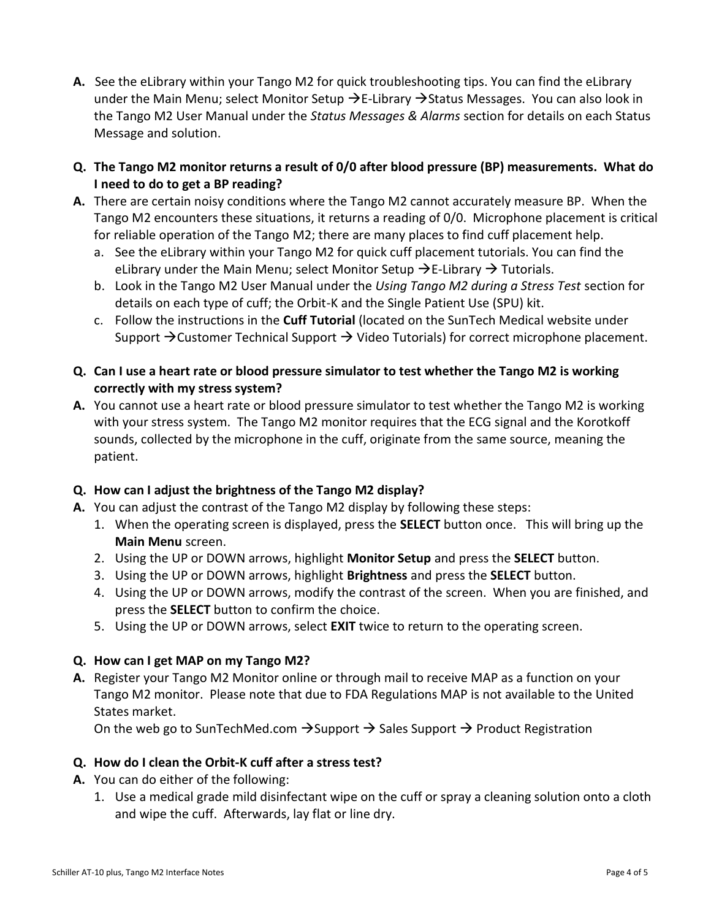**A.** See the eLibrary within your Tango M2 for quick troubleshooting tips. You can find the eLibrary under the Main Menu; select Monitor Setup →E-Library →Status Messages. You can also look in the Tango M2 User Manual under the *Status Messages & Alarms* section for details on each Status Message and solution.

**Q. The Tango M2 monitor returns a result of 0/0 after blood pressure (BP) measurements. What do I need to do to get a BP reading?**

**A.** There are certain noisy conditions where the Tango M2 cannot accurately measure BP. When the Tango M2 encounters these situations, it returns a reading of 0/0. Microphone placement is critical for reliable operation of the Tango M2; there are many places to find cuff placement help.

a. See the eLibrary within your Tango M2 for quick cuff placement tutorials. You can find the eLibrary under the Main Menu; select Monitor Setup →E-Library → Tutorials.
b. Look in the Tango M2 User Manual under the *Using Tango M2 during a Stress Test* section for details on each type of cuff; the Orbit-K and the Single Patient Use (SPU) kit.
c. Follow the instructions in the **Cuff Tutorial** (located on the SunTech Medical website under Support →Customer Technical Support → Video Tutorials) for correct microphone placement.

**Q. Can I use a heart rate or blood pressure simulator to test whether the Tango M2 is working correctly with my stress system?**

**A.** You cannot use a heart rate or blood pressure simulator to test whether the Tango M2 is working with your stress system. The Tango M2 monitor requires that the ECG signal and the Korotkoff sounds, collected by the microphone in the cuff, originate from the same source, meaning the patient.

**Q. How can I adjust the brightness of the Tango M2 display?**

**A.** You can adjust the contrast of the Tango M2 display by following these steps:

1. When the operating screen is displayed, press the **SELECT** button once. This will bring up the **Main Menu** screen.
2. Using the UP or DOWN arrows, highlight **Monitor Setup** and press the **SELECT** button.
3. Using the UP or DOWN arrows, highlight **Brightness** and press the **SELECT** button.
4. Using the UP or DOWN arrows, modify the contrast of the screen. When you are finished, and press the **SELECT** button to confirm the choice.
5. Using the UP or DOWN arrows, select **EXIT** twice to return to the operating screen.

**Q. How can I get MAP on my Tango M2?**

**A.** Register your Tango M2 Monitor online or through mail to receive MAP as a function on your Tango M2 monitor. Please note that due to FDA Regulations MAP is not available to the United States market.
On the web go to SunTechMed.com →Support → Sales Support → Product Registration

**Q. How do I clean the Orbit-K cuff after a stress test?**

**A.** You can do either of the following:

1. Use a medical grade mild disinfectant wipe on the cuff or spray a cleaning solution onto a cloth and wipe the cuff. Afterwards, lay flat or line dry.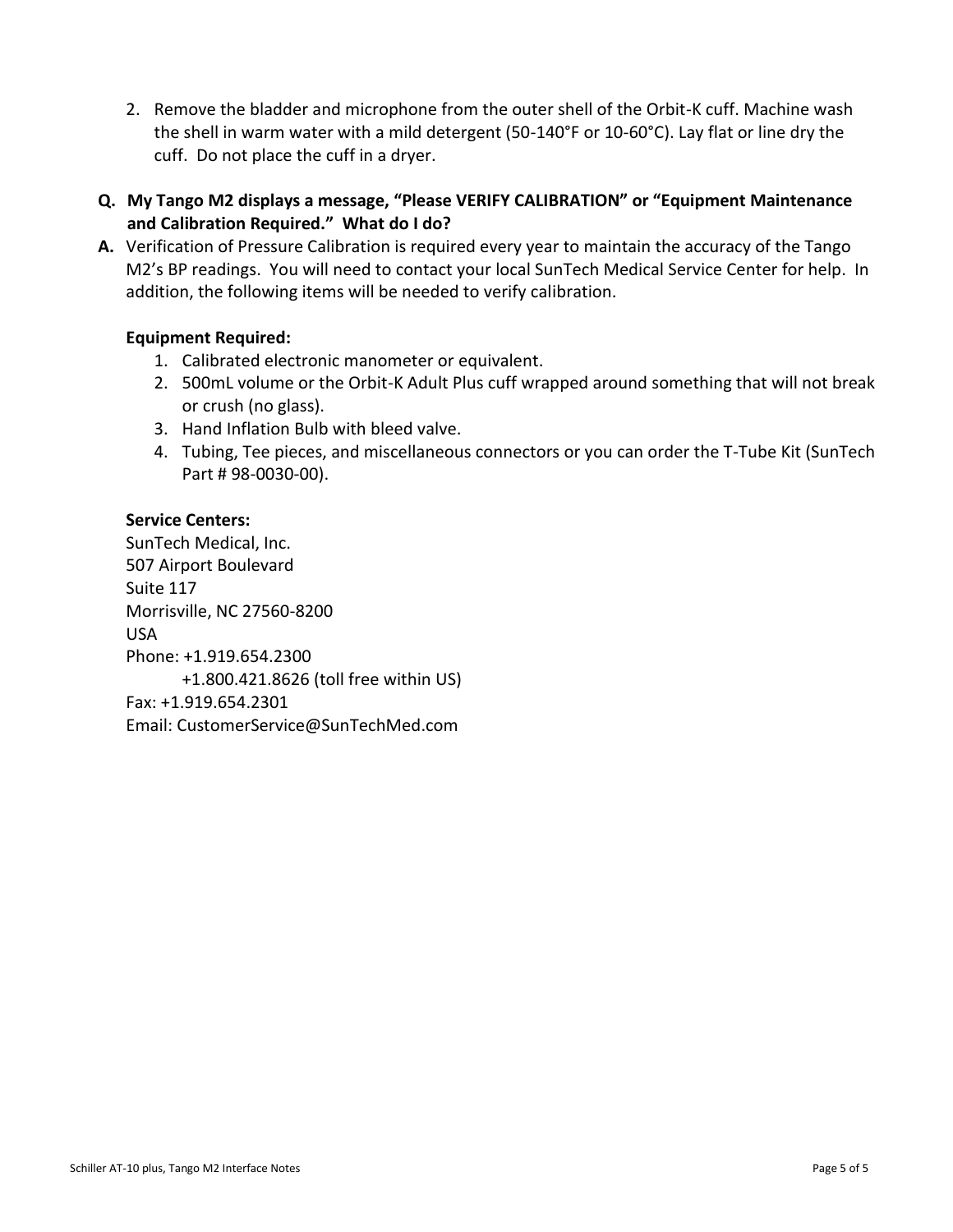2. Remove the bladder and microphone from the outer shell of the Orbit-K cuff. Machine wash the shell in warm water with a mild detergent (50-140°F or 10-60°C). Lay flat or line dry the cuff. Do not place the cuff in a dryer.

**Q. My Tango M2 displays a message, "Please VERIFY CALIBRATION" or "Equipment Maintenance and Calibration Required." What do I do?**

**A.** Verification of Pressure Calibration is required every year to maintain the accuracy of the Tango M2's BP readings. You will need to contact your local SunTech Medical Service Center for help. In addition, the following items will be needed to verify calibration.

**Equipment Required:**

1. Calibrated electronic manometer or equivalent.
2. 500mL volume or the Orbit-K Adult Plus cuff wrapped around something that will not break or crush (no glass).
3. Hand Inflation Bulb with bleed valve.
4. Tubing, Tee pieces, and miscellaneous connectors or you can order the T-Tube Kit (SunTech Part # 98-0030-00).

**Service Centers:**

SunTech Medical, Inc.
507 Airport Boulevard
Suite 117
Morrisville, NC 27560-8200
USA
Phone: +1.919.654.2300
+1.800.421.8626 (toll free within US)
Fax: +1.919.654.2301
Email: CustomerService@SunTechMed.com